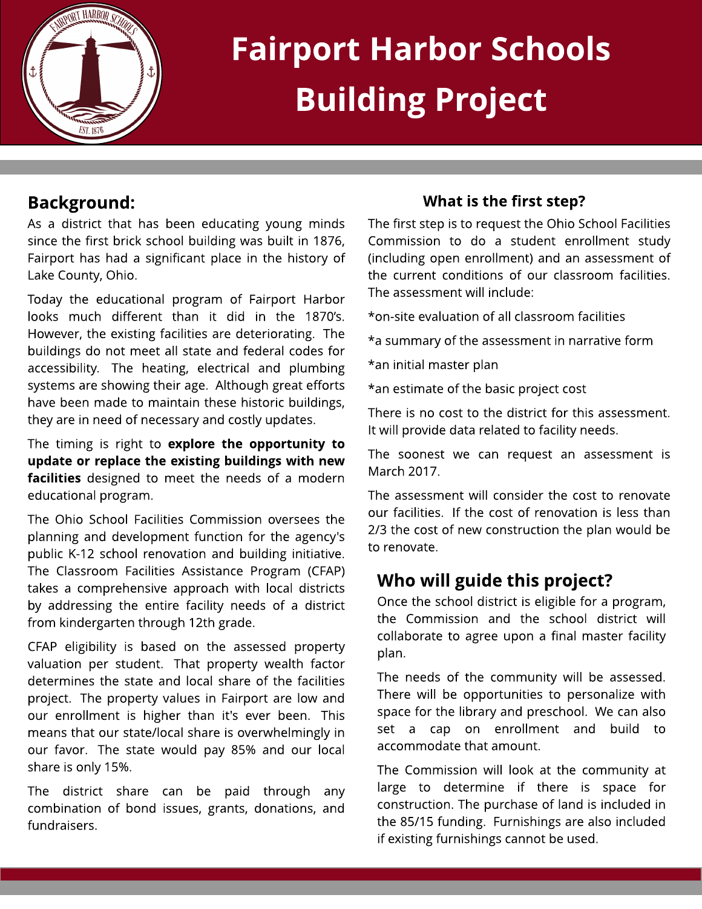# Fairport Harbor Schools Building Project

## Background:

As a district that has been educating young minds since the first brick school building was built in 1876, Fairport has had a significant place in the history of Lake County, Ohio.

Today the educational program of Fairport Harbor looks much different than it did in the 1870's. However, the existing facilities are deteriorating. The buildings do not meet all state and federal codes for accessibility. The heating, electrical and plumbing systems are showing their age. Although great efforts have been made to maintain these historic buildings, they are in need of necessary and costly updates.

The timing is right to **explore the opportunity to update or replace the existing buildings with new facilities** designed to meet the needs of a modern educational program.

The Ohio School Facilities Commission oversees the planning and development function for the agency's public K-12 school renovation and building initiative. The Classroom Facilities Assistance Program (CFAP) takes a comprehensive approach with local districts by addressing the entire facility needs of a district from kindergarten through 12th grade.

CFAP eligibility is based on the assessed property valuation per student. That property wealth factor determines the state and local share of the facilities project. The property values in Fairport are low and our enrollment is higher than it's ever been. This means that our state/local share is overwhelmingly in our favor. The state would pay 85% and our local share is only 15%.

The district share can be paid through any combination of bond issues, grants, donations, and fundraisers.

### What is the first step?

The first step is to request the Ohio School Facilities Commission to do a student enrollment study (including open enrollment) and an assessment of the current conditions of our classroom facilities. The assessment will include:

*on-site evaluation of all classroom facilities

*a summary of the assessment in narrative form

*an initial master plan

*an estimate of the basic project cost

There is no cost to the district for this assessment. It will provide data related to facility needs.

The soonest we can request an assessment is March 2017.

The assessment will consider the cost to renovate our facilities. If the cost of renovation is less than 2/3 the cost of new construction the plan would be to renovate.

## Who will guide this project?

Once the school district is eligible for a program, the Commission and the school district will collaborate to agree upon a final master facility plan.

The needs of the community will be assessed. There will be opportunities to personalize with space for the library and preschool. We can also set a cap on enrollment and build to accommodate that amount.

The Commission will look at the community at large to determine if there is space for construction. The purchase of land is included in the 85/15 funding. Furnishings are also included if existing furnishings cannot be used.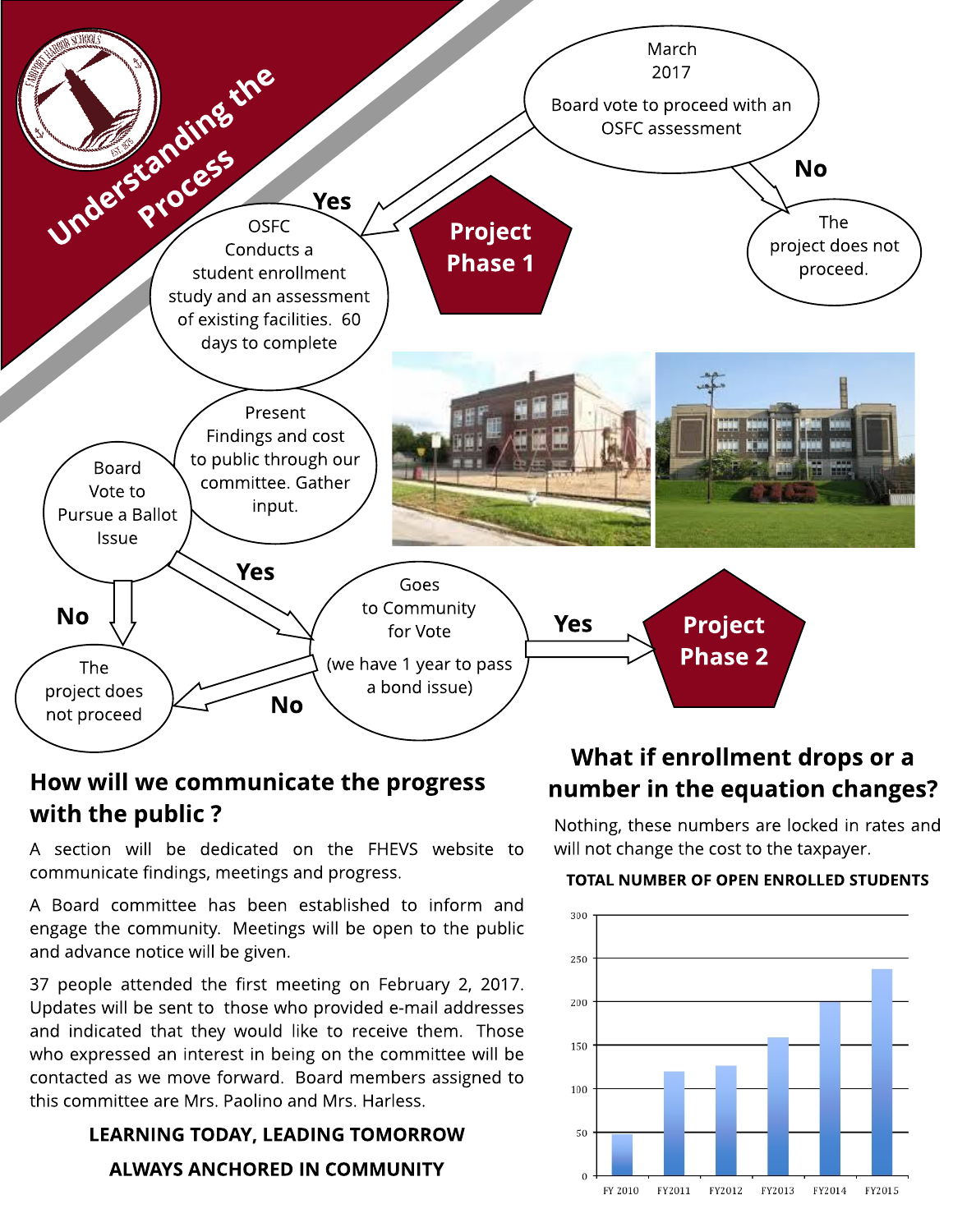## Understanding the Process

March 2017

Board vote to proceed with an OSFC assessment

Yes

OSFC Conducts a student enrollment study and an assessment of existing facilities. 60 days to complete

No

The project does not proceed.

**Project Phase 1**

Present Findings and cost to public through our committee. Gather input.

Board Vote to Pursue a Ballot Issue

No

The project does not proceed

Yes

Goes to Community for Vote

(we have 1 year to pass a bond issue)

No

Yes

**Project Phase 2**

## How will we communicate the progress with the public ?

A section will be dedicated on the FHEVS website to communicate findings, meetings and progress.

A Board committee has been established to inform and engage the community. Meetings will be open to the public and advance notice will be given.

37 people attended the first meeting on February 2, 2017. Updates will be sent to those who provided e-mail addresses and indicated that they would like to receive them. Those who expressed an interest in being on the committee will be contacted as we move forward. Board members assigned to this committee are Mrs. Paolino and Mrs. Harless.

**LEARNING TODAY, LEADING TOMORROW**

**ALWAYS ANCHORED IN COMMUNITY**

## What if enrollment drops or a number in the equation changes?

Nothing, these numbers are locked in rates and will not change the cost to the taxpayer.

**TOTAL NUMBER OF OPEN ENROLLED STUDENTS**

300
250
200
150
100
50
0

FY 2010 FY2011 FY2012 FY2013 FY2014 FY2015